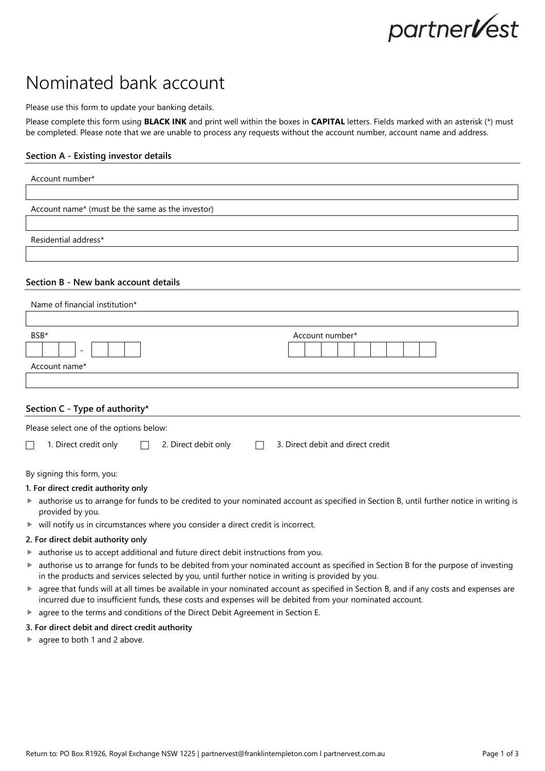partnerVest

# Nominated bank account

Please use this form to update your banking details.

Please complete this form using **BLACK INK** and print well within the boxes in **CAPITAL** letters. Fields marked with an asterisk (*) must be completed. Please note that we are unable to process any requests without the account number, account name and address.

## Section A - Existing investor details

Account number*

Account name* (must be the same as the investor)

Residential address*

## Section B - New bank account details

Name of financial institution*

BSB* &nbsp;&nbsp;&nbsp; - 

Account number*

Account name*

## Section C - Type of authority*

Please select one of the options below:

☐ 1. Direct credit only ☐ 2. Direct debit only ☐ 3. Direct debit and direct credit

By signing this form, you:

**1. For direct credit authority only**

- authorise us to arrange for funds to be credited to your nominated account as specified in Section B, until further notice in writing is provided by you.
- will notify us in circumstances where you consider a direct credit is incorrect.

**2. For direct debit authority only**

- authorise us to accept additional and future direct debit instructions from you.
- authorise us to arrange for funds to be debited from your nominated account as specified in Section B for the purpose of investing in the products and services selected by you, until further notice in writing is provided by you.
- agree that funds will at all times be available in your nominated account as specified in Section B, and if any costs and expenses are incurred due to insufficient funds, these costs and expenses will be debited from your nominated account.
- agree to the terms and conditions of the Direct Debit Agreement in Section E.

**3. For direct debit and direct credit authority**

- agree to both 1 and 2 above.

Return to: PO Box R1926, Royal Exchange NSW 1225 | partnervest@franklintempleton.com | partnervest.com.au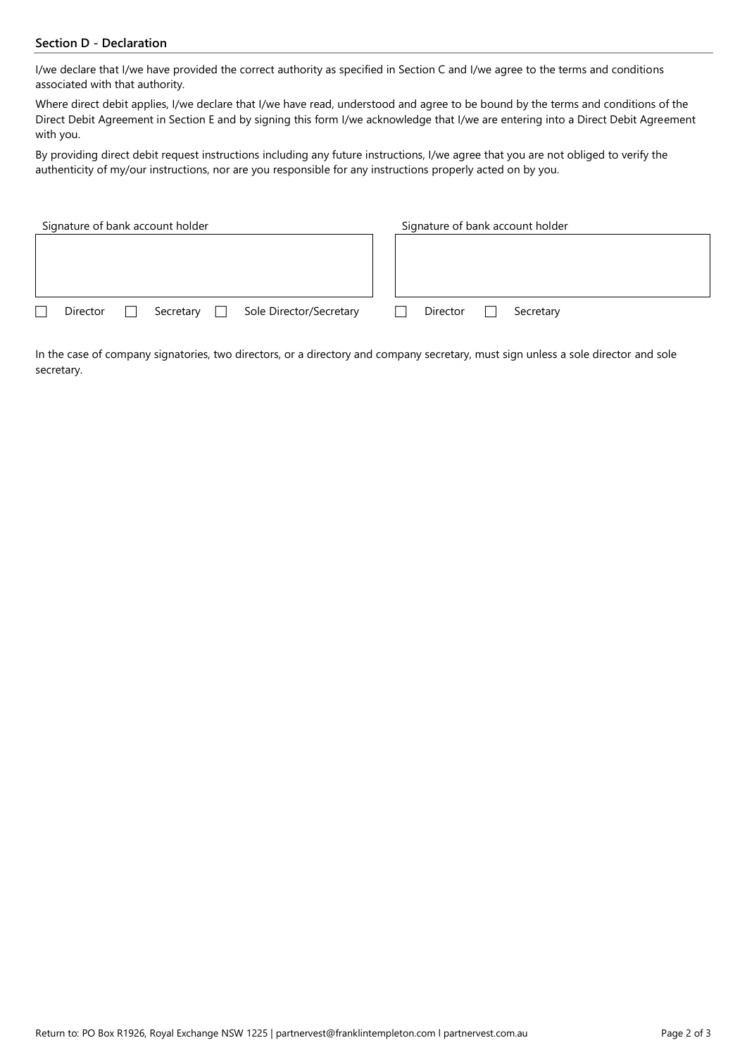## Section D - Declaration

I/we declare that I/we have provided the correct authority as specified in Section C and I/we agree to the terms and conditions associated with that authority.

Where direct debit applies, I/we declare that I/we have read, understood and agree to be bound by the terms and conditions of the Direct Debit Agreement in Section E and by signing this form I/we acknowledge that I/we are entering into a Direct Debit Agreement with you.

By providing direct debit request instructions including any future instructions, I/we agree that you are not obliged to verify the authenticity of my/our instructions, nor are you responsible for any instructions properly acted on by you.

| Signature of bank account holder | Signature of bank account holder |
| --- | --- |
| | |
| ☐ Director ☐ Secretary ☐ Sole Director/Secretary | ☐ Director ☐ Secretary |

In the case of company signatories, two directors, or a directory and company secretary, must sign unless a sole director and sole secretary.

Return to: PO Box R1926, Royal Exchange NSW 1225 | partnervest@franklintempleton.com l partnervest.com.au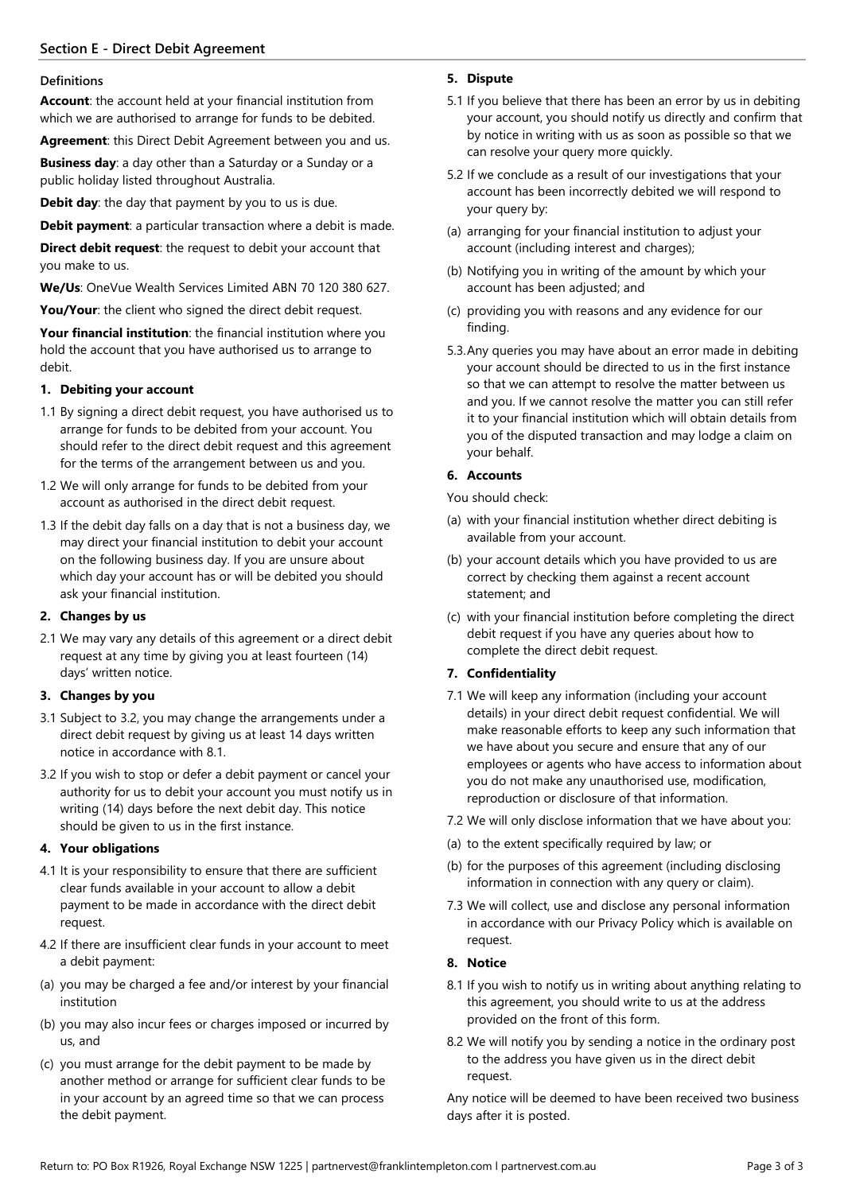## Section E - Direct Debit Agreement

**Definitions**

**Account**: the account held at your financial institution from which we are authorised to arrange for funds to be debited.

**Agreement**: this Direct Debit Agreement between you and us.

**Business day**: a day other than a Saturday or a Sunday or a public holiday listed throughout Australia.

**Debit day**: the day that payment by you to us is due.

**Debit payment**: a particular transaction where a debit is made.

**Direct debit request**: the request to debit your account that you make to us.

**We/Us**: OneVue Wealth Services Limited ABN 70 120 380 627.

**You/Your**: the client who signed the direct debit request.

**Your financial institution**: the financial institution where you hold the account that you have authorised us to arrange to debit.

### 1. Debiting your account

1.1 By signing a direct debit request, you have authorised us to arrange for funds to be debited from your account. You should refer to the direct debit request and this agreement for the terms of the arrangement between us and you.

1.2 We will only arrange for funds to be debited from your account as authorised in the direct debit request.

1.3 If the debit day falls on a day that is not a business day, we may direct your financial institution to debit your account on the following business day. If you are unsure about which day your account has or will be debited you should ask your financial institution.

### 2. Changes by us

2.1 We may vary any details of this agreement or a direct debit request at any time by giving you at least fourteen (14) days' written notice.

### 3. Changes by you

3.1 Subject to 3.2, you may change the arrangements under a direct debit request by giving us at least 14 days written notice in accordance with 8.1.

3.2 If you wish to stop or defer a debit payment or cancel your authority for us to debit your account you must notify us in writing (14) days before the next debit day. This notice should be given to us in the first instance.

### 4. Your obligations

4.1 It is your responsibility to ensure that there are sufficient clear funds available in your account to allow a debit payment to be made in accordance with the direct debit request.

4.2 If there are insufficient clear funds in your account to meet a debit payment:

(a) you may be charged a fee and/or interest by your financial institution

(b) you may also incur fees or charges imposed or incurred by us, and

(c) you must arrange for the debit payment to be made by another method or arrange for sufficient clear funds to be in your account by an agreed time so that we can process the debit payment.

### 5. Dispute

5.1 If you believe that there has been an error by us in debiting your account, you should notify us directly and confirm that by notice in writing with us as soon as possible so that we can resolve your query more quickly.

5.2 If we conclude as a result of our investigations that your account has been incorrectly debited we will respond to your query by:

(a) arranging for your financial institution to adjust your account (including interest and charges);

(b) Notifying you in writing of the amount by which your account has been adjusted; and

(c) providing you with reasons and any evidence for our finding.

5.3. Any queries you may have about an error made in debiting your account should be directed to us in the first instance so that we can attempt to resolve the matter between us and you. If we cannot resolve the matter you can still refer it to your financial institution which will obtain details from you of the disputed transaction and may lodge a claim on your behalf.

### 6. Accounts

You should check:

(a) with your financial institution whether direct debiting is available from your account.

(b) your account details which you have provided to us are correct by checking them against a recent account statement; and

(c) with your financial institution before completing the direct debit request if you have any queries about how to complete the direct debit request.

### 7. Confidentiality

7.1 We will keep any information (including your account details) in your direct debit request confidential. We will make reasonable efforts to keep any such information that we have about you secure and ensure that any of our employees or agents who have access to information about you do not make any unauthorised use, modification, reproduction or disclosure of that information.

7.2 We will only disclose information that we have about you:

(a) to the extent specifically required by law; or

(b) for the purposes of this agreement (including disclosing information in connection with any query or claim).

7.3 We will collect, use and disclose any personal information in accordance with our Privacy Policy which is available on request.

### 8. Notice

8.1 If you wish to notify us in writing about anything relating to this agreement, you should write to us at the address provided on the front of this form.

8.2 We will notify you by sending a notice in the ordinary post to the address you have given us in the direct debit request.

Any notice will be deemed to have been received two business days after it is posted.

Return to: PO Box R1926, Royal Exchange NSW 1225 | partnervest@franklintempleton.com | partnervest.com.au